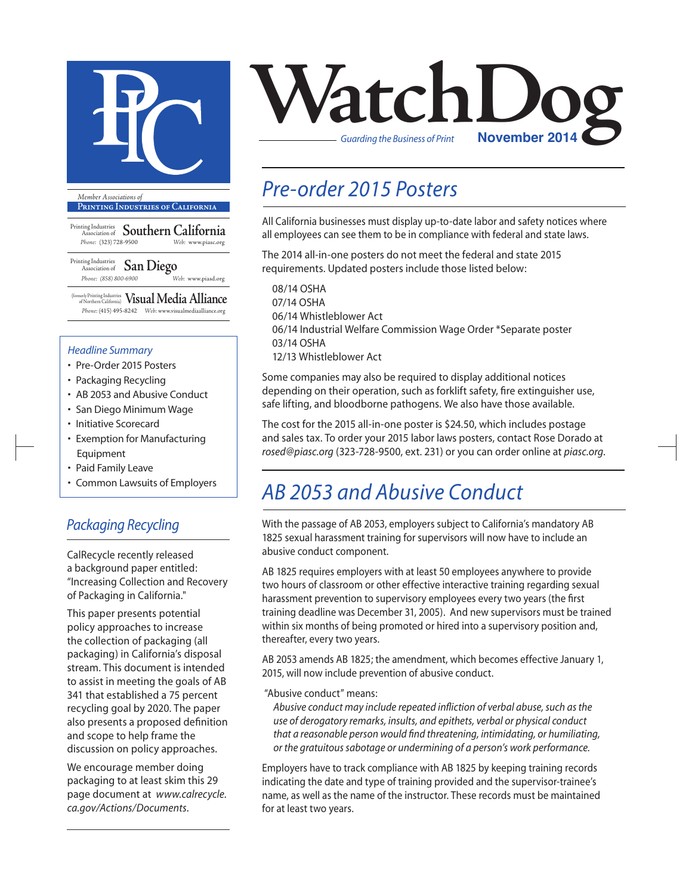# WatchDog

*Guarding the Business of Print* **November 2014**

*Member Associations of*

**Printing Industries of California**

Printing Industries Association of **Southern California**
Phone: (323) 728-9500 Web: www.piasc.org

Printing Industries Association of **San Diego**
Phone: (858) 800-6900 Web: www.piasd.org

(formerly Printing Industries of Northern California) **Visual Media Alliance**
Phone: (415) 495-8242 Web: www.visualmediaalliance.org

*Headline Summary*

- Pre-Order 2015 Posters
- Packaging Recycling
- AB 2053 and Abusive Conduct
- San Diego Minimum Wage
- Initiative Scorecard
- Exemption for Manufacturing Equipment
- Paid Family Leave
- Common Lawsuits of Employers

## *Packaging Recycling*

CalRecycle recently released a background paper entitled: "Increasing Collection and Recovery of Packaging in California."

This paper presents potential policy approaches to increase the collection of packaging (all packaging) in California's disposal stream. This document is intended to assist in meeting the goals of AB 341 that established a 75 percent recycling goal by 2020. The paper also presents a proposed definition and scope to help frame the discussion on policy approaches.

We encourage member doing packaging to at least skim this 29 page document at *www.calrecycle.ca.gov/Actions/Documents*.

## *Pre-order 2015 Posters*

All California businesses must display up-to-date labor and safety notices where all employees can see them to be in compliance with federal and state laws.

The 2014 all-in-one posters do not meet the federal and state 2015 requirements. Updated posters include those listed below:

08/14 OSHA
07/14 OSHA
06/14 Whistleblower Act
06/14 Industrial Welfare Commission Wage Order *Separate poster
03/14 OSHA
12/13 Whistleblower Act

Some companies may also be required to display additional notices depending on their operation, such as forklift safety, fire extinguisher use, safe lifting, and bloodborne pathogens. We also have those available.

The cost for the 2015 all-in-one poster is $24.50, which includes postage and sales tax. To order your 2015 labor laws posters, contact Rose Dorado at *rosed@piasc.org* (323-728-9500, ext. 231) or you can order online at *piasc.org*.

## *AB 2053 and Abusive Conduct*

With the passage of AB 2053, employers subject to California's mandatory AB 1825 sexual harassment training for supervisors will now have to include an abusive conduct component.

AB 1825 requires employers with at least 50 employees anywhere to provide two hours of classroom or other effective interactive training regarding sexual harassment prevention to supervisory employees every two years (the first training deadline was December 31, 2005). And new supervisors must be trained within six months of being promoted or hired into a supervisory position and, thereafter, every two years.

AB 2053 amends AB 1825; the amendment, which becomes effective January 1, 2015, will now include prevention of abusive conduct.

"Abusive conduct" means:

*Abusive conduct may include repeated infliction of verbal abuse, such as the use of derogatory remarks, insults, and epithets, verbal or physical conduct that a reasonable person would find threatening, intimidating, or humiliating, or the gratuitous sabotage or undermining of a person's work performance.*

Employers have to track compliance with AB 1825 by keeping training records indicating the date and type of training provided and the supervisor-trainee's name, as well as the name of the instructor. These records must be maintained for at least two years.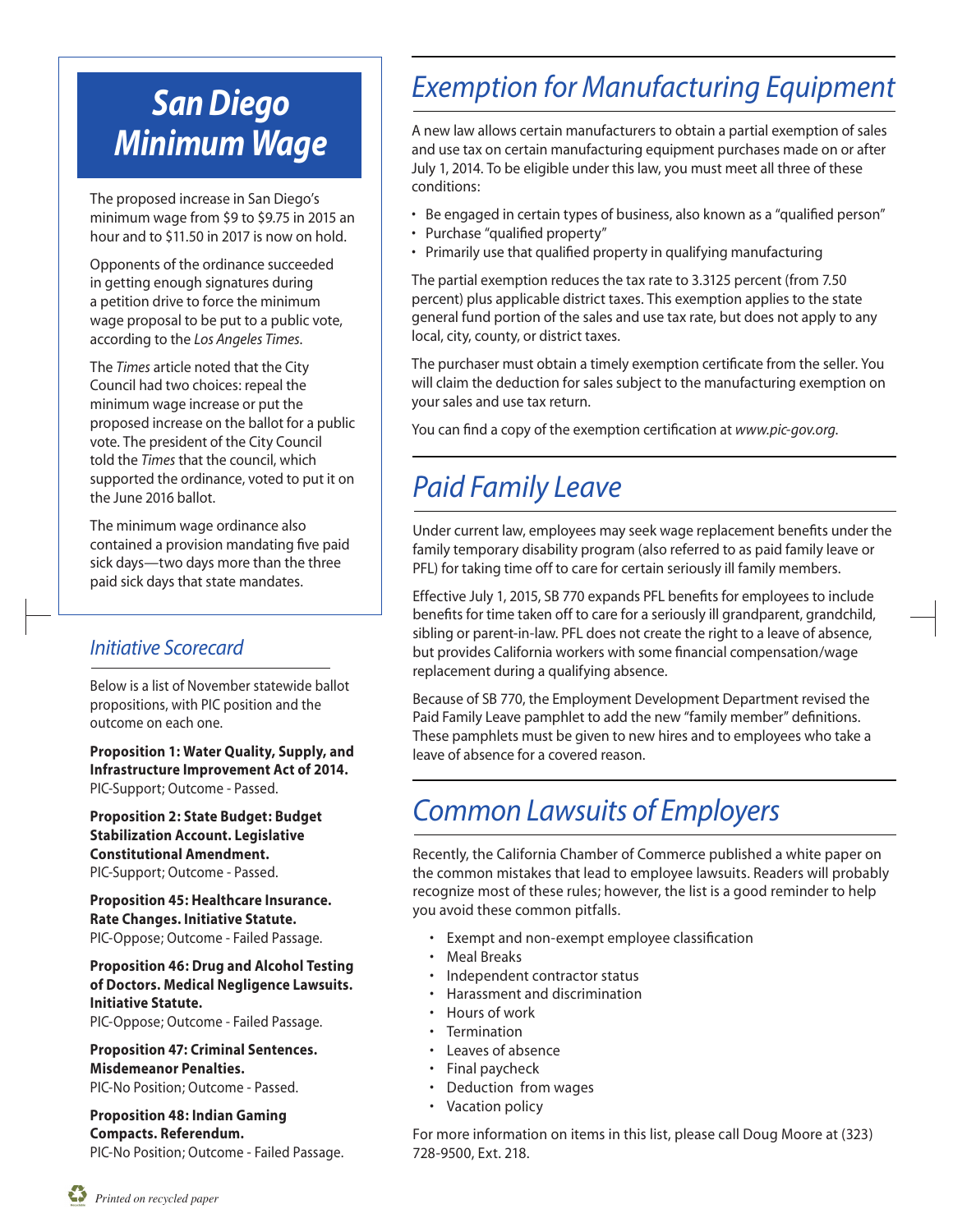# San Diego Minimum Wage

The proposed increase in San Diego's minimum wage from $9 to $9.75 in 2015 an hour and to $11.50 in 2017 is now on hold.

Opponents of the ordinance succeeded in getting enough signatures during a petition drive to force the minimum wage proposal to be put to a public vote, according to the *Los Angeles Times*.

The *Times* article noted that the City Council had two choices: repeal the minimum wage increase or put the proposed increase on the ballot for a public vote. The president of the City Council told the *Times* that the council, which supported the ordinance, voted to put it on the June 2016 ballot.

The minimum wage ordinance also contained a provision mandating five paid sick days—two days more than the three paid sick days that state mandates.

## Initiative Scorecard

Below is a list of November statewide ballot propositions, with PIC position and the outcome on each one.

**Proposition 1: Water Quality, Supply, and Infrastructure Improvement Act of 2014.**
PIC-Support; Outcome - Passed.

**Proposition 2: State Budget: Budget Stabilization Account. Legislative Constitutional Amendment.**
PIC-Support; Outcome - Passed.

**Proposition 45: Healthcare Insurance. Rate Changes. Initiative Statute.**
PIC-Oppose; Outcome - Failed Passage.

**Proposition 46: Drug and Alcohol Testing of Doctors. Medical Negligence Lawsuits. Initiative Statute.**
PIC-Oppose; Outcome - Failed Passage.

**Proposition 47: Criminal Sentences. Misdemeanor Penalties.**
PIC-No Position; Outcome - Passed.

**Proposition 48: Indian Gaming Compacts. Referendum.**
PIC-No Position; Outcome - Failed Passage.

# Exemption for Manufacturing Equipment

A new law allows certain manufacturers to obtain a partial exemption of sales and use tax on certain manufacturing equipment purchases made on or after July 1, 2014. To be eligible under this law, you must meet all three of these conditions:

- Be engaged in certain types of business, also known as a "qualified person"
- Purchase "qualified property"
- Primarily use that qualified property in qualifying manufacturing

The partial exemption reduces the tax rate to 3.3125 percent (from 7.50 percent) plus applicable district taxes. This exemption applies to the state general fund portion of the sales and use tax rate, but does not apply to any local, city, county, or district taxes.

The purchaser must obtain a timely exemption certificate from the seller. You will claim the deduction for sales subject to the manufacturing exemption on your sales and use tax return.

You can find a copy of the exemption certification at *www.pic-gov.org*.

# Paid Family Leave

Under current law, employees may seek wage replacement benefits under the family temporary disability program (also referred to as paid family leave or PFL) for taking time off to care for certain seriously ill family members.

Effective July 1, 2015, SB 770 expands PFL benefits for employees to include benefits for time taken off to care for a seriously ill grandparent, grandchild, sibling or parent-in-law. PFL does not create the right to a leave of absence, but provides California workers with some financial compensation/wage replacement during a qualifying absence.

Because of SB 770, the Employment Development Department revised the Paid Family Leave pamphlet to add the new "family member" definitions. These pamphlets must be given to new hires and to employees who take a leave of absence for a covered reason.

# Common Lawsuits of Employers

Recently, the California Chamber of Commerce published a white paper on the common mistakes that lead to employee lawsuits. Readers will probably recognize most of these rules; however, the list is a good reminder to help you avoid these common pitfalls.

- Exempt and non-exempt employee classification
- Meal Breaks
- Independent contractor status
- Harassment and discrimination
- Hours of work
- Termination
- Leaves of absence
- Final paycheck
- Deduction from wages
- Vacation policy

For more information on items in this list, please call Doug Moore at (323) 728-9500, Ext. 218.

*Printed on recycled paper*